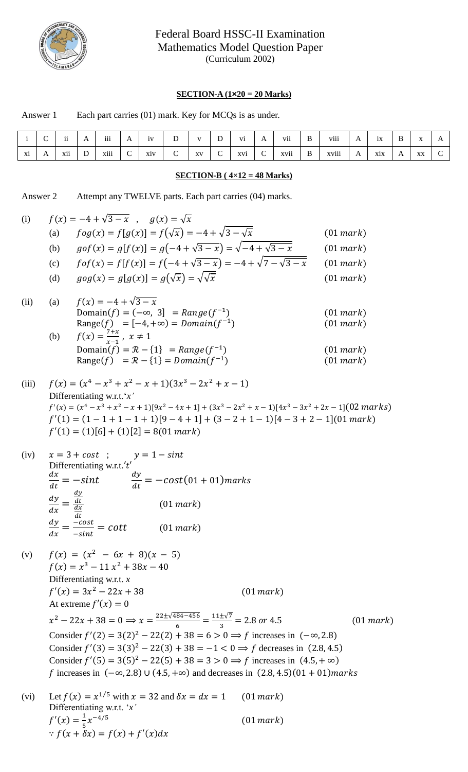# Federal Board HSSC-II Examination
## Mathematics Model Question Paper
(Curriculum 2002)

**SECTION-A (1×20 = 20 Marks)**

Answer 1 Each part carries (01) mark. Key for MCQs is as under.

| i | C | ii | A | iii | A | iv | D | v | D | vi | A | vii | B | viii | A | ix | B | x | A |
|---|---|---|---|---|---|---|---|---|---|---|---|---|---|---|---|---|---|---|---|
| xi | A | xii | D | xiii | C | xiv | C | xv | C | xvi | C | xvii | B | xviii | A | xix | A | xx | C |

**SECTION-B ( 4×12 = 48 Marks)**

Answer 2 Attempt any TWELVE parts. Each part carries (04) marks.

(i) $f(x) = -4 + \sqrt{3-x}$ , $g(x) = \sqrt{x}$

(a) $fog(x) = f[g(x)] = f(\sqrt{x}) = -4 + \sqrt{3-\sqrt{x}}$ $(01\ mark)$

(b) $gof(x) = g[f(x)] = g(-4+\sqrt{3-x}) = \sqrt{-4+\sqrt{3-x}}$ $(01\ mark)$

(c) $fof(x) = f[f(x)] = f(-4+\sqrt{3-x}) = -4 + \sqrt{7-\sqrt{3-x}}$ $(01\ mark)$

(d) $gog(x) = g[g(x)] = g(\sqrt{x}) = \sqrt{\sqrt{x}}$ $(01\ mark)$

(ii) (a) $f(x) = -4 + \sqrt{3-x}$

Domain$(f) = (-\infty,\ 3] = Range(f^{-1})$ $(01\ mark)$

Range$(f) = [-4, +\infty) = Domain(f^{-1})$ $(01\ mark)$

(b) $f(x) = \frac{7+x}{x-1}$ , $x \neq 1$

Domain$(f) = \mathcal{R} - \{1\} = Range(f^{-1})$ $(01\ mark)$

Range$(f) = \mathcal{R} - \{1\} = Domain(f^{-1})$ $(01\ mark)$

(iii) $f(x) = (x^4 - x^3 + x^2 - x + 1)(3x^3 - 2x^2 + x - 1)$

Differentiating w.r.t.'$x$'

$f'(x) = (x^4 - x^3 + x^2 - x + 1)[9x^2 - 4x + 1] + (3x^3 - 2x^2 + x - 1)[4x^3 - 3x^2 + 2x - 1]$ $(02\ marks)$

$f'(1) = (1-1+1-1+1)[9-4+1] + (3-2+1-1)[4-3+2-1]$ $(01\ mark)$

$f'(1) = (1)[6] + (1)[2] = 8$ $(01\ mark)$

(iv) $x = 3 + cost$ ; $y = 1 - sint$

Differentiating w.r.t.'$t$'

$\frac{dx}{dt} = -sint$ $\frac{dy}{dt} = -cost$ $(01 + 01) marks$

$\frac{dy}{dx} = \frac{\frac{dy}{dt}}{\frac{dx}{dt}}$ $(01\ mark)$

$\frac{dy}{dx} = \frac{-cost}{-sint} = cott$ $(01\ mark)$

(v) $f(x) = (x^2 - 6x + 8)(x - 5)$

$f(x) = x^3 - 11x^2 + 38x - 40$

Differentiating w.r.t. $x$

$f'(x) = 3x^2 - 22x + 38$ $(01\ mark)$

At extreme $f'(x) = 0$

$x^2 - 22x + 38 = 0 \Longrightarrow x = \frac{22 \pm \sqrt{484-456}}{6} = \frac{11 \pm \sqrt{7}}{3} = 2.8\ or\ 4.5$ $(01\ mark)$

Consider $f'(2) = 3(2)^2 - 22(2) + 38 = 6 > 0 \Longrightarrow f$ increases in $(-\infty, 2.8)$

Consider $f'(3) = 3(3)^2 - 22(3) + 38 = -1 < 0 \Longrightarrow f$ decreases in $(2.8, 4.5)$

Consider $f'(5) = 3(5)^2 - 22(5) + 38 = 3 > 0 \Longrightarrow f$ increases in $(4.5, +\infty)$

$f$ increases in $(-\infty, 2.8) \cup (4.5, +\infty)$ and decreases in $(2.8, 4.5)$ $(01 + 01) marks$

(vi) Let $f(x) = x^{1/5}$ with $x = 32$ and $\delta x = dx = 1$ $(01\ mark)$

Differentiating w.r.t. '$x$'

$f'(x) = \frac{1}{5}x^{-4/5}$ $(01\ mark)$

$\because f(x + \delta x) = f(x) + f'(x)dx$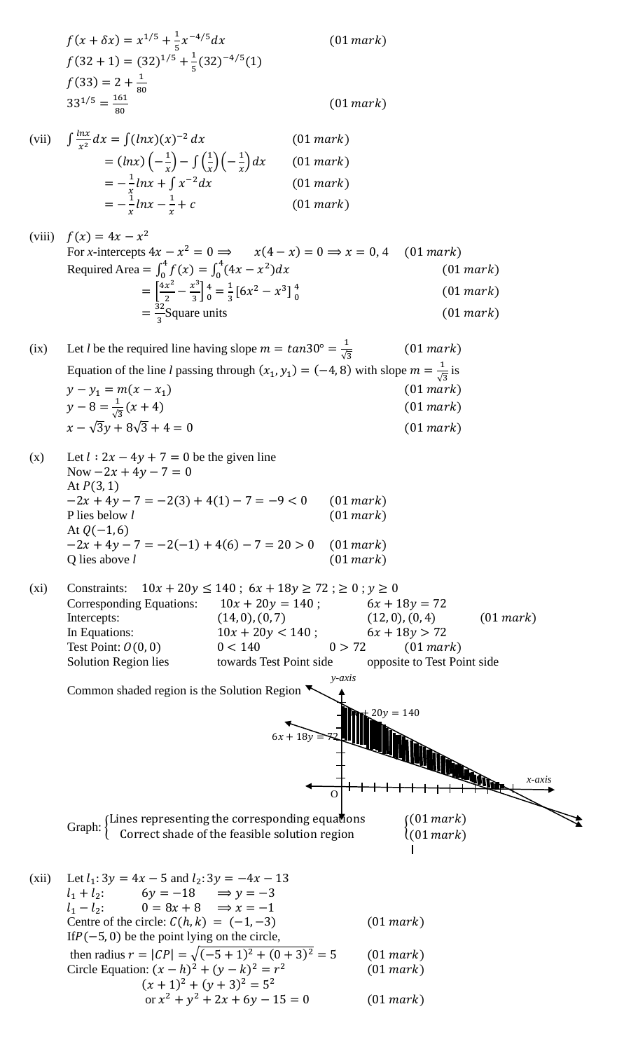$f(x+\delta x) = x^{1/5} + \frac{1}{5}x^{-4/5}dx$ (01 *mark*)

$f(32+1) = (32)^{1/5} + \frac{1}{5}(32)^{-4/5}(1)$

$f(33) = 2 + \frac{1}{80}$

$33^{1/5} = \frac{161}{80}$ (01 *mark*)

(vii) $\int \frac{lnx}{x^2}dx = \int (lnx)(x)^{-2}\,dx$ (01 *mark*)

$= (lnx)\left(-\frac{1}{x}\right) - \int\left(\frac{1}{x}\right)\left(-\frac{1}{x}\right)dx$ (01 *mark*)

$= -\frac{1}{x}lnx + \int x^{-2}dx$ (01 *mark*)

$= -\frac{1}{x}lnx - \frac{1}{x} + c$ (01 *mark*)

(viii) $f(x) = 4x - x^2$

For *x*-intercepts $4x - x^2 = 0 \Rightarrow \quad x(4-x) = 0 \Rightarrow x = 0, 4$ (01 *mark*)

Required Area $= \int_0^4 f(x) = \int_0^4 (4x - x^2)dx$ (01 *mark*)

$= \left[\frac{4x^2}{2} - \frac{x^3}{3}\right]_0^4 = \frac{1}{3}\left[6x^2 - x^3\right]_0^4$ (01 *mark*)

$= \frac{32}{3}$ Square units (01 *mark*)

(ix) Let *l* be the required line having slope $m = tan30° = \frac{1}{\sqrt{3}}$ (01 *mark*)

Equation of the line *l* passing through $(x_1, y_1) = (-4, 8)$ with slope $m = \frac{1}{\sqrt{3}}$ is

$y - y_1 = m(x - x_1)$ (01 *mark*)

$y - 8 = \frac{1}{\sqrt{3}}(x+4)$ (01 *mark*)

$x - \sqrt{3}y + 8\sqrt{3} + 4 = 0$ (01 *mark*)

(x) Let $l: 2x - 4y + 7 = 0$ be the given line

Now $-2x + 4y - 7 = 0$

At $P(3, 1)$

$-2x + 4y - 7 = -2(3) + 4(1) - 7 = -9 < 0$ (01 *mark*)

P lies below *l* (01 *mark*)

At $Q(-1, 6)$

$-2x + 4y - 7 = -2(-1) + 4(6) - 7 = 20 > 0$ (01 *mark*)

Q lies above *l* (01 *mark*)

(xi) Constraints: $10x + 20y \le 140$ ; $6x + 18y \ge 72$ ; $\ge 0$ ; $y \ge 0$

| | | | |
|---|---|---|---|
| Corresponding Equations: | $10x + 20y = 140$ ; | $6x + 18y = 72$ | |
| Intercepts: | $(14, 0), (0, 7)$ | $(12, 0), (0, 4)$ | (01 *mark*) |
| In Equations: | $10x + 20y < 140$ ; | $6x + 18y > 72$ | |
| Test Point: $O(0, 0)$ | $0 < 140$ | $0 > 72$ | (01 *mark*) |
| Solution Region lies | towards Test Point side | opposite to Test Point side | |

Common shaded region is the Solution Region

Graph: { Lines representing the corresponding equations (01 *mark*); Correct shade of the feasible solution region (01 *mark*) }

(xii) Let $l_1: 3y = 4x - 5$ and $l_2: 3y = -4x - 13$

$l_1 + l_2$: $\quad 6y = -18 \quad \Rightarrow y = -3$

$l_1 - l_2$: $\quad 0 = 8x + 8 \quad \Rightarrow x = -1$

Centre of the circle: $C(h, k) = (-1, -3)$ (01 *mark*)

If $P(-5, 0)$ be the point lying on the circle,

then radius $r = |CP| = \sqrt{(-5+1)^2 + (0+3)^2} = 5$ (01 *mark*)

Circle Equation: $(x-h)^2 + (y-k)^2 = r^2$ (01 *mark*)

$(x+1)^2 + (y+3)^2 = 5^2$

or $x^2 + y^2 + 2x + 6y - 15 = 0$ (01 *mark*)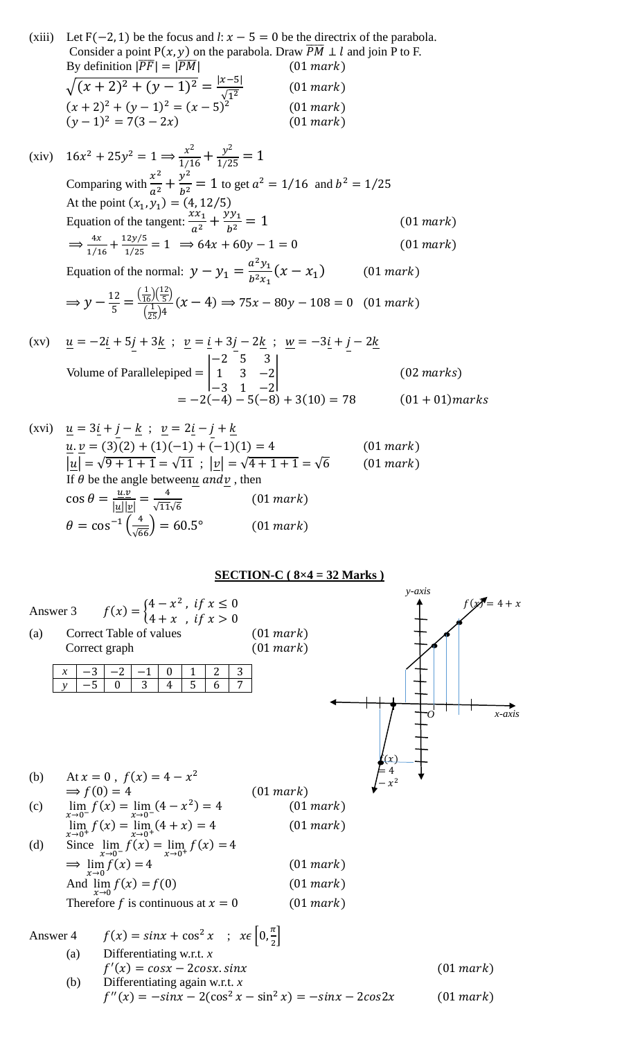(xiii) Let $F(-2,1)$ be the focus and $l: x-5=0$ be the directrix of the parabola. Consider a point $P(x,y)$ on the parabola. Draw $\overline{PM} \perp l$ and join P to F.

By definition $|\overline{PF}| = |\overline{PM}|$ $(01\ mark)$

$\sqrt{(x+2)^2+(y-1)^2} = \frac{|x-5|}{\sqrt{1^2}}$ $(01\ mark)$

$(x+2)^2+(y-1)^2 = (x-5)^2$ $(01\ mark)$

$(y-1)^2 = 7(3-2x)$ $(01\ mark)$

(xiv) $16x^2+25y^2 = 1 \Rightarrow \frac{x^2}{1/16}+\frac{y^2}{1/25} = 1$

Comparing with $\frac{x^2}{a^2}+\frac{y^2}{b^2}=1$ to get $a^2 = 1/16$ and $b^2 = 1/25$

At the point $(x_1,y_1) = (4, 12/5)$

Equation of the tangent: $\frac{xx_1}{a^2}+\frac{yy_1}{b^2} = 1$ $(01\ mark)$

$\Rightarrow \frac{4x}{1/16}+\frac{12y/5}{1/25} = 1 \Rightarrow 64x+60y-1=0$ $(01\ mark)$

Equation of the normal: $y-y_1 = \frac{a^2y_1}{b^2x_1}(x-x_1)$ $(01\ mark)$

$\Rightarrow y-\frac{12}{5} = \frac{\left(\frac{1}{16}\right)\left(\frac{12}{5}\right)}{\left(\frac{1}{25}\right)4}(x-4) \Rightarrow 75x-80y-108=0$ $(01\ mark)$

(xv) $\underline{u} = -2\underline{i}+5\underline{j}+3\underline{k}$ ; $\underline{v} = \underline{i}+3\underline{j}-2\underline{k}$ ; $\underline{w} = -3\underline{i}+\underline{j}-2\underline{k}$

Volume of Parallelepiped $= \begin{vmatrix} -2 & 5 & 3 \\ 1 & 3 & -2 \\ -3 & 1 & -2 \end{vmatrix}$ $(02\ marks)$

$= -2(-4)-5(-8)+3(10) = 78$ $(01+01) marks$

(xvi) $\underline{u} = 3\underline{i}+\underline{j}-\underline{k}$ ; $\underline{v} = 2\underline{i}-\underline{j}+\underline{k}$

$\underline{u}.\underline{v} = (3)(2)+(1)(-1)+(-1)(1) = 4$ $(01\ mark)$

$|\underline{u}| = \sqrt{9+1+1} = \sqrt{11}$ ; $|\underline{v}| = \sqrt{4+1+1} = \sqrt{6}$ $(01\ mark)$

If $\theta$ be the angle between $\underline{u}$ and $\underline{v}$, then

$\cos\theta = \frac{\underline{u}.\underline{v}}{|\underline{u}||\underline{v}|} = \frac{4}{\sqrt{11}\sqrt{6}}$ $(01\ mark)$

$\theta = \cos^{-1}\left(\frac{4}{\sqrt{66}}\right) = 60.5°$ $(01\ mark)$

## SECTION-C ( 8×4 = 32 Marks )

Answer 3 $f(x) = \begin{cases} 4-x^2, & if\ x \le 0 \\ 4+x, & if\ x > 0 \end{cases}$

(a) Correct Table of values $(01\ mark)$

Correct graph $(01\ mark)$

| $x$ | $-3$ | $-2$ | $-1$ | $0$ | $1$ | $2$ | $3$ |
|---|---|---|---|---|---|---|---|
| $y$ | $-5$ | $0$ | $3$ | $4$ | $5$ | $6$ | $7$ |

(b) At $x=0$, $f(x) = 4-x^2$

$\Rightarrow f(0) = 4$ $(01\ mark)$

(c) $\lim_{x\to 0^-} f(x) = \lim_{x\to 0^-}(4-x^2) = 4$ $(01\ mark)$

$\lim_{x\to 0^+} f(x) = \lim_{x\to 0^+}(4+x) = 4$ $(01\ mark)$

(d) Since $\lim_{x\to 0^-} f(x) = \lim_{x\to 0^+} f(x) = 4$

$\Rightarrow \lim_{x\to 0} f(x) = 4$ $(01\ mark)$

And $\lim_{x\to 0} f(x) = f(0)$ $(01\ mark)$

Therefore $f$ is continuous at $x = 0$ $(01\ mark)$

Answer 4 $f(x) = sinx + \cos^2 x$ ; $x \epsilon \left[0, \frac{\pi}{2}\right]$

(a) Differentiating w.r.t. $x$

$f'(x) = cosx - 2cosx.sinx$ $(01\ mark)$

(b) Differentiating again w.r.t. $x$

$f''(x) = -sinx - 2(\cos^2 x - \sin^2 x) = -sinx - 2cos2x$ $(01\ mark)$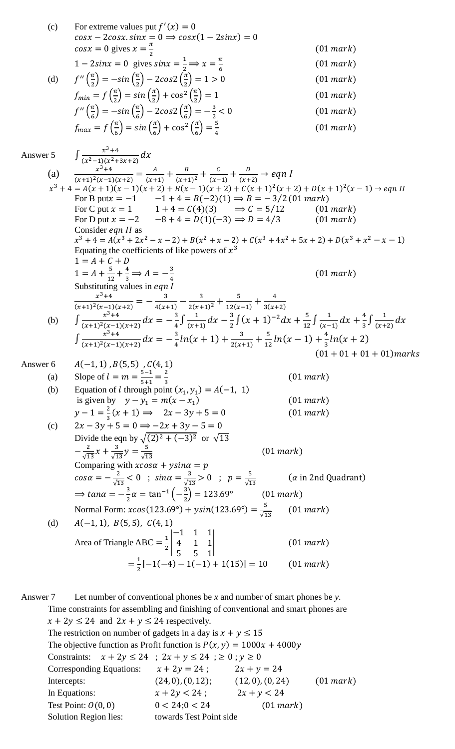(c) For extreme values put $f'(x) = 0$

$cosx - 2cosx.\,sinx = 0 \Longrightarrow cosx(1 - 2sinx) = 0$

$cosx = 0$ gives $x = \frac{\pi}{2}$ $(01\ mark)$

$1 - 2sinx = 0$ gives $sinx = \frac{1}{2} \Longrightarrow x = \frac{\pi}{6}$ $(01\ mark)$

(d) $f''\left(\frac{\pi}{2}\right) = -sin\left(\frac{\pi}{2}\right) - 2cos2\left(\frac{\pi}{2}\right) = 1 > 0$ $(01\ mark)$

$f_{min} = f\left(\frac{\pi}{2}\right) = sin\left(\frac{\pi}{2}\right) + \cos^2\left(\frac{\pi}{2}\right) = 1$ $(01\ mark)$

$f''\left(\frac{\pi}{6}\right) = -sin\left(\frac{\pi}{6}\right) - 2cos2\left(\frac{\pi}{6}\right) = -\frac{3}{2} < 0$ $(01\ mark)$

$f_{max} = f\left(\frac{\pi}{6}\right) = sin\left(\frac{\pi}{6}\right) + \cos^2\left(\frac{\pi}{6}\right) = \frac{5}{4}$ $(01\ mark)$

Answer 5 $\int \frac{x^3+4}{(x^2-1)(x^2+3x+2)}dx$

(a) $\frac{x^3+4}{(x+1)^2(x-1)(x+2)} = \frac{A}{(x+1)} + \frac{B}{(x+1)^2} + \frac{C}{(x-1)} + \frac{D}{(x+2)} \rightarrow eqn\ I$

$x^3 + 4 = A(x+1)(x-1)(x+2) + B(x-1)(x+2) + C(x+1)^2(x+2) + D(x+1)^2(x-1) \rightarrow eqn\ II$

For B put $x = -1$ $\quad -1 + 4 = B(-2)(1) \Longrightarrow B = -3/2$ $(01\ mark)$

For C put $x = 1$ $\quad 1 + 4 = C(4)(3) \quad \Longrightarrow C = 5/12$ $(01\ mark)$

For D put $x = -2$ $\quad -8 + 4 = D(1)(-3) \Longrightarrow D = 4/3$ $(01\ mark)$

Consider $eqn\ II$ as

$x^3 + 4 = A(x^3 + 2x^2 - x - 2) + B(x^2 + x - 2) + C(x^3 + 4x^2 + 5x + 2) + D(x^3 + x^2 - x - 1)$

Equating the coefficients of like powers of $x^3$

$1 = A + C + D$

$1 = A + \frac{5}{12} + \frac{4}{3} \Longrightarrow A = -\frac{3}{4}$ $(01\ mark)$

Substituting values in $eqn\ I$

$\frac{x^3+4}{(x+1)^2(x-1)(x+2)} = -\frac{3}{4(x+1)} - \frac{3}{2(x+1)^2} + \frac{5}{12(x-1)} + \frac{4}{3(x+2)}$

(b) $\int \frac{x^3+4}{(x+1)^2(x-1)(x+2)}dx = -\frac{3}{4}\int \frac{1}{(x+1)}dx - \frac{3}{2}\int (x+1)^{-2}dx + \frac{5}{12}\int \frac{1}{(x-1)}dx + \frac{4}{3}\int \frac{1}{(x+2)}dx$

$\int \frac{x^3+4}{(x+1)^2(x-1)(x+2)}dx = -\frac{3}{4}ln(x+1) + \frac{3}{2(x+1)} + \frac{5}{12}ln(x-1) + \frac{4}{3}ln(x+2)$

$(01 + 01 + 01 + 01)marks$

Answer 6 $A(-1,1)$, $B(5,5)$, $C(4,1)$

(a) Slope of $l = m = \frac{5-1}{5+1} = \frac{2}{3}$ $(01\ mark)$

(b) Equation of $l$ through point $(x_1, y_1) = A(-1,\ 1)$ is given by $\quad y - y_1 = m(x - x_1)$ $(01\ mark)$

$y - 1 = \frac{2}{3}(x+1) \Longrightarrow \quad 2x - 3y + 5 = 0$ $(01\ mark)$

(c) $2x - 3y + 5 = 0 \Longrightarrow -2x + 3y - 5 = 0$

Divide the eqn by $\sqrt{(2)^2 + (-3)^2}$ or $\sqrt{13}$

$-\frac{2}{\sqrt{13}}x + \frac{3}{\sqrt{13}}y = \frac{5}{\sqrt{13}}$ $(01\ mark)$

Comparing with $xcos\alpha + ysin\alpha = p$

$cos\alpha = -\frac{2}{\sqrt{13}} < 0$ ; $sin\alpha = \frac{3}{\sqrt{13}} > 0$ ; $p = \frac{5}{\sqrt{13}}$ $\quad$ ($\alpha$ in 2nd Quadrant)

$\Longrightarrow tan\alpha = -\frac{3}{2}\alpha = \tan^{-1}\left(-\frac{3}{2}\right) = 123.69°$ $(01\ mark)$

Normal Form: $xcos(123.69°) + ysin(123.69°) = \frac{5}{\sqrt{13}}$ $(01\ mark)$

(d) $A(-1, 1),\ B(5, 5),\ C(4, 1)$

Area of Triangle ABC $= \frac{1}{2}\begin{vmatrix} -1 & 1 & 1 \\ 4 & 1 & 1 \\ 5 & 5 & 1 \end{vmatrix}$ $(01\ mark)$

$= \frac{1}{2}[-1(-4) - 1(-1) + 1(15)] = 10$ $(01\ mark)$

Answer 7 Let number of conventional phones be $x$ and number of smart phones be $y$.

Time constraints for assembling and finishing of conventional and smart phones are $x + 2y \leq 24$ and $2x + y \leq 24$ respectively.

The restriction on number of gadgets in a day is $x + y \leq 15$

The objective function as Profit function is $P(x, y) = 1000x + 4000y$

Constraints: $\quad x + 2y \leq 24$ ; $2x + y \leq 24$ ; $\geq 0$ ; $y \geq 0$

Corresponding Equations: $\quad x + 2y = 24$ ; $\quad 2x + y = 24$

Intercepts: $\quad (24, 0), (0, 12)$; $\quad (12, 0), (0, 24)$ $(01\ mark)$

In Equations: $\quad x + 2y < 24$ ; $\quad 2x + y < 24$

Test Point: $O(0, 0)$ $\quad 0 < 24; 0 < 24$ $(01\ mark)$

Solution Region lies: towards Test Point side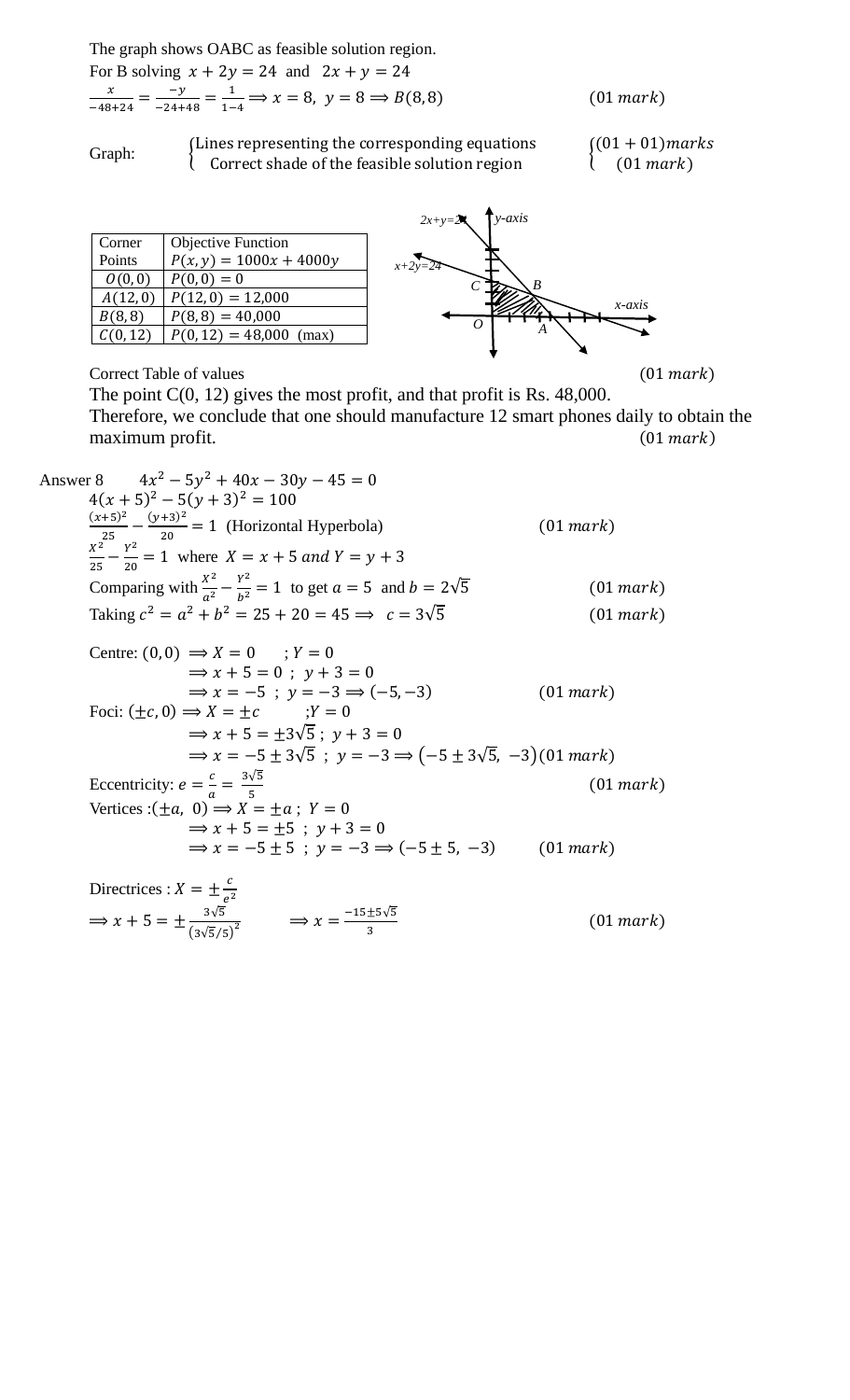The graph shows OABC as feasible solution region.

For B solving $x + 2y = 24$ and $2x + y = 24$

$\frac{x}{-48+24} = \frac{-y}{-24+48} = \frac{1}{1-4} \Longrightarrow x = 8,\ y = 8 \Longrightarrow B(8,8)$ $(01\ mark)$

Graph: $\begin{cases} \text{Lines representing the corresponding equations} \\ \text{Correct shade of the feasible solution region} \end{cases}$ $\begin{cases} (01 + 01) marks \\ (01\ mark) \end{cases}$

| Corner Points | Objective Function $P(x, y) = 1000x + 4000y$ |
|---|---|
| $O(0,0)$ | $P(0,0) = 0$ |
| $A(12,0)$ | $P(12,0) = 12{,}000$ |
| $B(8,8)$ | $P(8,8) = 40{,}000$ |
| $C(0,12)$ | $P(0,12) = 48{,}000$ (max) |

2x+y=24
y-axis
x+2y=24
C
B
x-axis
O
A

Correct Table of values $(01\ mark)$

The point C(0, 12) gives the most profit, and that profit is Rs. 48,000.

Therefore, we conclude that one should manufacture 12 smart phones daily to obtain the maximum profit. $(01\ mark)$

Answer 8 $\quad 4x^2 - 5y^2 + 40x - 30y - 45 = 0$

$4(x + 5)^2 - 5(y + 3)^2 = 100$

$\frac{(x+5)^2}{25} - \frac{(y+3)^2}{20} = 1$ (Horizontal Hyperbola) $(01\ mark)$

$\frac{X^2}{25} - \frac{Y^2}{20} = 1$ where $X = x + 5$ *and* $Y = y + 3$

Comparing with $\frac{X^2}{a^2} - \frac{Y^2}{b^2} = 1$ to get $a = 5$ and $b = 2\sqrt{5}$ $(01\ mark)$

Taking $c^2 = a^2 + b^2 = 25 + 20 = 45 \Longrightarrow c = 3\sqrt{5}$ $(01\ mark)$

Centre: $(0,0) \Longrightarrow X = 0 \quad ; Y = 0$

$\Longrightarrow x + 5 = 0\ ;\ y + 3 = 0$

$\Longrightarrow x = -5\ ;\ y = -3 \Longrightarrow (-5, -3)$ $(01\ mark)$

Foci: $(\pm c, 0) \Longrightarrow X = \pm c \quad ;Y = 0$

$\Longrightarrow x + 5 = \pm 3\sqrt{5}\ ;\ y + 3 = 0$

$\Longrightarrow x = -5 \pm 3\sqrt{5}\ ;\ y = -3 \Longrightarrow (-5 \pm 3\sqrt{5},\ -3)$ $(01\ mark)$

Eccentricity: $e = \frac{c}{a} = \frac{3\sqrt{5}}{5}$ $(01\ mark)$

Vertices :$(\pm a,\ 0) \Longrightarrow X = \pm a\ ;\ Y = 0$

$\Longrightarrow x + 5 = \pm 5\ ;\ y + 3 = 0$

$\Longrightarrow x = -5 \pm 5\ ;\ y = -3 \Longrightarrow (-5 \pm 5,\ -3)$ $(01\ mark)$

Directrices : $X = \pm \frac{c}{e^2}$

$\Longrightarrow x + 5 = \pm \frac{3\sqrt{5}}{(3\sqrt{5}/5)^2} \qquad \Longrightarrow x = \frac{-15 \pm 5\sqrt{5}}{3}$ $(01\ mark)$